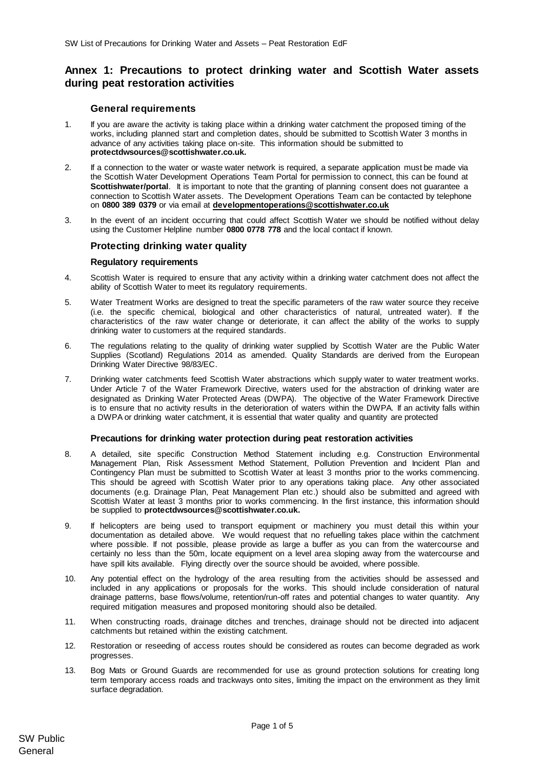## Annex 1: Precautions to protect drinking water and Scottish Water assets during peat restoration activities

### General requirements

1. If you are aware the activity is taking place within a drinking water catchment the proposed timing of the works, including planned start and completion dates, should be submitted to Scottish Water 3 months in advance of any activities taking place on-site. This information should be submitted to **protectdwsources@scottishwater.co.uk.**

2. If a connection to the water or waste water network is required, a separate application must be made via the Scottish Water Development Operations Team Portal for permission to connect, this can be found at **Scottishwater/portal**. It is important to note that the granting of planning consent does not guarantee a connection to Scottish Water assets. The Development Operations Team can be contacted by telephone on **0800 389 0379** or via email at **developmentoperations@scottishwater.co.uk**

3. In the event of an incident occurring that could affect Scottish Water we should be notified without delay using the Customer Helpline number **0800 0778 778** and the local contact if known.

### Protecting drinking water quality

#### Regulatory requirements

4. Scottish Water is required to ensure that any activity within a drinking water catchment does not affect the ability of Scottish Water to meet its regulatory requirements.

5. Water Treatment Works are designed to treat the specific parameters of the raw water source they receive (i.e. the specific chemical, biological and other characteristics of natural, untreated water). If the characteristics of the raw water change or deteriorate, it can affect the ability of the works to supply drinking water to customers at the required standards.

6. The regulations relating to the quality of drinking water supplied by Scottish Water are the Public Water Supplies (Scotland) Regulations 2014 as amended. Quality Standards are derived from the European Drinking Water Directive 98/83/EC.

7. Drinking water catchments feed Scottish Water abstractions which supply water to water treatment works. Under Article 7 of the Water Framework Directive, waters used for the abstraction of drinking water are designated as Drinking Water Protected Areas (DWPA). The objective of the Water Framework Directive is to ensure that no activity results in the deterioration of waters within the DWPA. If an activity falls within a DWPA or drinking water catchment, it is essential that water quality and quantity are protected

#### Precautions for drinking water protection during peat restoration activities

8. A detailed, site specific Construction Method Statement including e.g. Construction Environmental Management Plan, Risk Assessment Method Statement, Pollution Prevention and Incident Plan and Contingency Plan must be submitted to Scottish Water at least 3 months prior to the works commencing. This should be agreed with Scottish Water prior to any operations taking place. Any other associated documents (e.g. Drainage Plan, Peat Management Plan etc.) should also be submitted and agreed with Scottish Water at least 3 months prior to works commencing. In the first instance, this information should be supplied to **protectdwsources@scottishwater.co.uk.**

9. If helicopters are being used to transport equipment or machinery you must detail this within your documentation as detailed above. We would request that no refuelling takes place within the catchment where possible. If not possible, please provide as large a buffer as you can from the watercourse and certainly no less than the 50m, locate equipment on a level area sloping away from the watercourse and have spill kits available. Flying directly over the source should be avoided, where possible.

10. Any potential effect on the hydrology of the area resulting from the activities should be assessed and included in any applications or proposals for the works. This should include consideration of natural drainage patterns, base flows/volume, retention/run-off rates and potential changes to water quantity. Any required mitigation measures and proposed monitoring should also be detailed.

11. When constructing roads, drainage ditches and trenches, drainage should not be directed into adjacent catchments but retained within the existing catchment.

12. Restoration or reseeding of access routes should be considered as routes can become degraded as work progresses.

13. Bog Mats or Ground Guards are recommended for use as ground protection solutions for creating long term temporary access roads and trackways onto sites, limiting the impact on the environment as they limit surface degradation.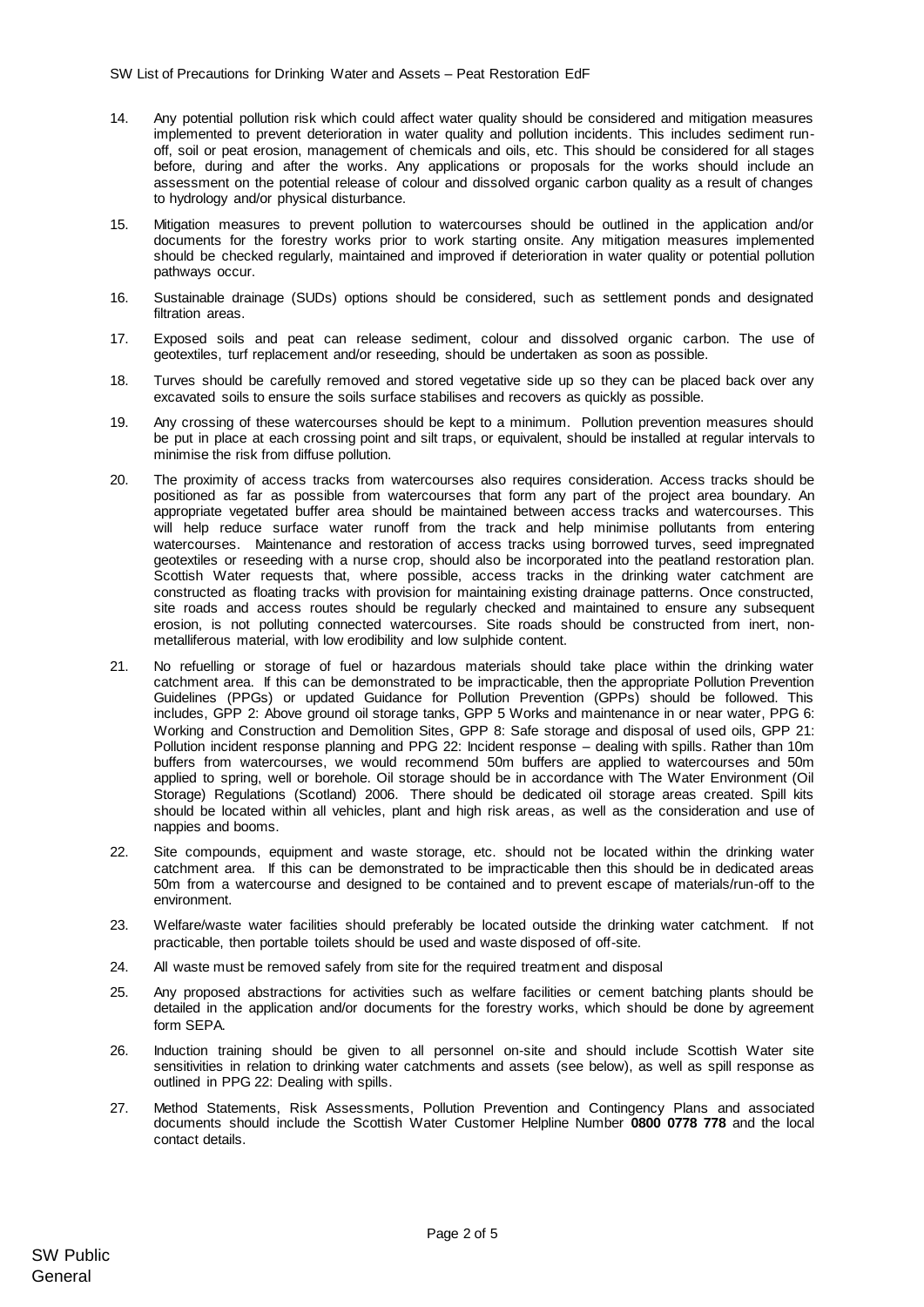14. Any potential pollution risk which could affect water quality should be considered and mitigation measures implemented to prevent deterioration in water quality and pollution incidents. This includes sediment run-off, soil or peat erosion, management of chemicals and oils, etc. This should be considered for all stages before, during and after the works. Any applications or proposals for the works should include an assessment on the potential release of colour and dissolved organic carbon quality as a result of changes to hydrology and/or physical disturbance.

15. Mitigation measures to prevent pollution to watercourses should be outlined in the application and/or documents for the forestry works prior to work starting onsite. Any mitigation measures implemented should be checked regularly, maintained and improved if deterioration in water quality or potential pollution pathways occur.

16. Sustainable drainage (SUDs) options should be considered, such as settlement ponds and designated filtration areas.

17. Exposed soils and peat can release sediment, colour and dissolved organic carbon. The use of geotextiles, turf replacement and/or reseeding, should be undertaken as soon as possible.

18. Turves should be carefully removed and stored vegetative side up so they can be placed back over any excavated soils to ensure the soils surface stabilises and recovers as quickly as possible.

19. Any crossing of these watercourses should be kept to a minimum. Pollution prevention measures should be put in place at each crossing point and silt traps, or equivalent, should be installed at regular intervals to minimise the risk from diffuse pollution.

20. The proximity of access tracks from watercourses also requires consideration. Access tracks should be positioned as far as possible from watercourses that form any part of the project area boundary. An appropriate vegetated buffer area should be maintained between access tracks and watercourses. This will help reduce surface water runoff from the track and help minimise pollutants from entering watercourses. Maintenance and restoration of access tracks using borrowed turves, seed impregnated geotextiles or reseeding with a nurse crop, should also be incorporated into the peatland restoration plan. Scottish Water requests that, where possible, access tracks in the drinking water catchment are constructed as floating tracks with provision for maintaining existing drainage patterns. Once constructed, site roads and access routes should be regularly checked and maintained to ensure any subsequent erosion, is not polluting connected watercourses. Site roads should be constructed from inert, non-metalliferous material, with low erodibility and low sulphide content.

21. No refuelling or storage of fuel or hazardous materials should take place within the drinking water catchment area. If this can be demonstrated to be impracticable, then the appropriate Pollution Prevention Guidelines (PPGs) or updated Guidance for Pollution Prevention (GPPs) should be followed. This includes, GPP 2: Above ground oil storage tanks, GPP 5 Works and maintenance in or near water, PPG 6: Working and Construction and Demolition Sites, GPP 8: Safe storage and disposal of used oils, GPP 21: Pollution incident response planning and PPG 22: Incident response – dealing with spills. Rather than 10m buffers from watercourses, we would recommend 50m buffers are applied to watercourses and 50m applied to spring, well or borehole. Oil storage should be in accordance with The Water Environment (Oil Storage) Regulations (Scotland) 2006. There should dedicated oil storage areas created. Spill kits should be located within all vehicles, plant and high risk areas, as well as the consideration and use of nappies and booms.

22. Site compounds, equipment and waste storage, etc. should not be located within the drinking water catchment area. If this can be demonstrated to be impracticable then this should be in dedicated areas 50m from a watercourse and designed to be contained and to prevent escape of materials/run-off to the environment.

23. Welfare/waste water facilities should preferably be located outside the drinking water catchment. If not practicable, then portable toilets should be used and waste disposed of off-site.

24. All waste must be removed safely from site for the required treatment and disposal

25. Any proposed abstractions for activities such as welfare facilities or cement batching plants should be detailed in the application and/or documents for the forestry works, which should be done by agreement form SEPA.

26. Induction training should be given to all personnel on-site and should include Scottish Water site sensitivities in relation to drinking water catchments and assets (see below), as well as spill response as outlined in PPG 22: Dealing with spills.

27. Method Statements, Risk Assessments, Pollution Prevention and Contingency Plans and associated documents should include the Scottish Water Customer Helpline Number **0800 0778 778** and the local contact details.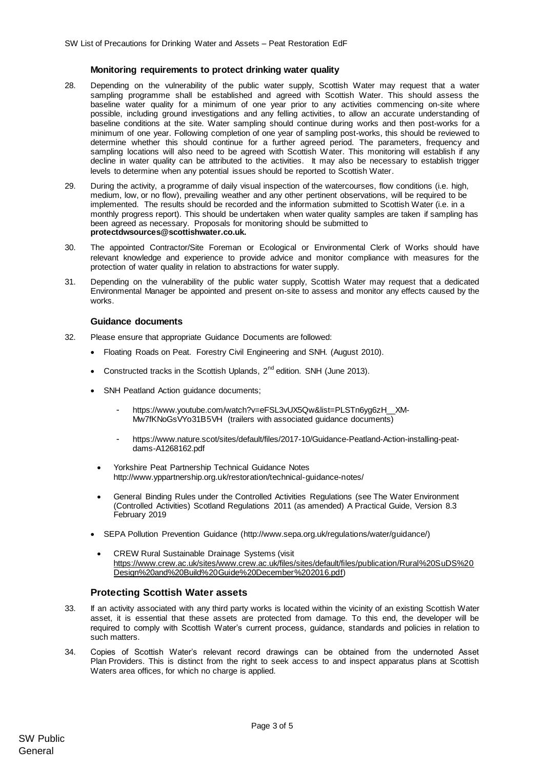### Monitoring requirements to protect drinking water quality

28. Depending on the vulnerability of the public water supply, Scottish Water may request that a water sampling programme shall be established and agreed with Scottish Water. This should assess the baseline water quality for a minimum of one year prior to any activities commencing on-site where possible, including ground investigations and any felling activities, to allow an accurate understanding of baseline conditions at the site. Water sampling should continue during works and then post-works for a minimum of one year. Following completion of one year of sampling post-works, this should be reviewed to determine whether this should continue for a further agreed period. The parameters, frequency and sampling locations will also need to be agreed with Scottish Water. This monitoring will establish if any decline in water quality can be attributed to the activities. It may also be necessary to establish trigger levels to determine when any potential issues should be reported to Scottish Water.

29. During the activity, a programme of daily visual inspection of the watercourses, flow conditions (i.e. high, medium, low, or no flow), prevailing weather and any other pertinent observations, will be required to be implemented. The results should be recorded and the information submitted to Scottish Water (i.e. in a monthly progress report). This should be undertaken when water quality samples are taken if sampling has been agreed as necessary. Proposals for monitoring should be submitted to **protectdwsources@scottishwater.co.uk.**

30. The appointed Contractor/Site Foreman or Ecological or Environmental Clerk of Works should have relevant knowledge and experience to provide advice and monitor compliance with measures for the protection of water quality in relation to abstractions for water supply.

31. Depending on the vulnerability of the public water supply, Scottish Water may request that a dedicated Environmental Manager be appointed and present on-site to assess and monitor any effects caused by the works.

### Guidance documents

32. Please ensure that appropriate Guidance Documents are followed:
    - Floating Roads on Peat. Forestry Civil Engineering and SNH. (August 2010).
    - Constructed tracks in the Scottish Uplands, 2nd edition. SNH (June 2013).
    - SNH Peatland Action guidance documents;
        - https://www.youtube.com/watch?v=eFSL3vUX5Qw&list=PLSTn6yg6zH__XM-Mw7fKNoGsVYo31B5VH (trailers with associated guidance documents)
        - https://www.nature.scot/sites/default/files/2017-10/Guidance-Peatland-Action-installing-peat-dams-A1268162.pdf
    - Yorkshire Peat Partnership Technical Guidance Notes http://www.yppartnership.org.uk/restoration/technical-guidance-notes/
    - General Binding Rules under the Controlled Activities Regulations (see The Water Environment (Controlled Activities) Scotland Regulations 2011 (as amended) A Practical Guide, Version 8.3 February 2019
    - SEPA Pollution Prevention Guidance (http://www.sepa.org.uk/regulations/water/guidance/)
    - CREW Rural Sustainable Drainage Systems (visit https://www.crew.ac.uk/sites/www.crew.ac.uk/files/sites/default/files/publication/Rural%20SuDS%20Design%20and%20Build%20Guide%20December%202016.pdf)

### Protecting Scottish Water assets

33. If an activity associated with any third party works is located within the vicinity of an existing Scottish Water asset, it is essential that these assets are protected from damage. To this end, the developer will be required to comply with Scottish Water's current process, guidance, standards and policies in relation to such matters.

34. Copies of Scottish Water's relevant record drawings can be obtained from the undernoted Asset Plan Providers. This is distinct from the right to seek access to and inspect apparatus plans at Scottish Waters area offices, for which no charge is applied.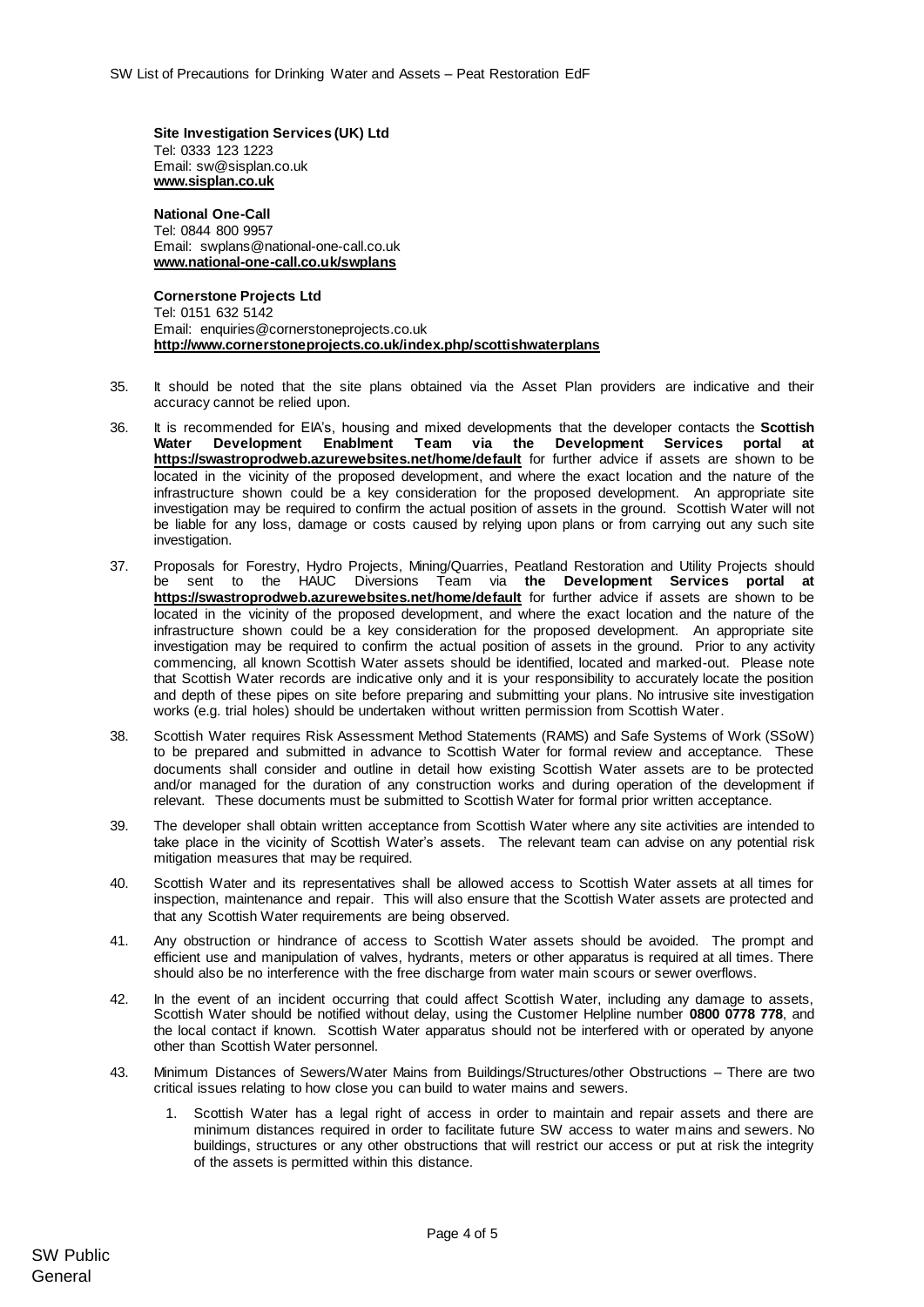**Site Investigation Services (UK) Ltd**
Tel: 0333 123 1223
Email: sw@sisplan.co.uk
**www.sisplan.co.uk**

**National One-Call**
Tel: 0844 800 9957
Email: swplans@national-one-call.co.uk
**www.national-one-call.co.uk/swplans**

**Cornerstone Projects Ltd**
Tel: 0151 632 5142
Email: enquiries@cornerstoneprojects.co.uk
**http://www.cornerstoneprojects.co.uk/index.php/scottishwaterplans**

35. It should be noted that the site plans obtained via the Asset Plan providers are indicative and their accuracy cannot be relied upon.

36. It is recommended for EIA's, housing and mixed developments that the developer contacts the **Scottish Water Development Enablment Team via the Development Services portal at https://swastroprodweb.azurewebsites.net/home/default** for further advice if assets are shown to be located in the vicinity of the proposed development, and where the exact location and the nature of the infrastructure shown could be a key consideration for the proposed development. An appropriate site investigation may be required to confirm the actual position of assets in the ground. Scottish Water will not be liable for any loss, damage or costs caused by relying upon plans or from carrying out any such site investigation.

37. Proposals for Forestry, Hydro Projects, Mining/Quarries, Peatland Restoration and Utility Projects should be sent to the HAUC Diversions Team via **the Development Services portal at https://swastroprodweb.azurewebsites.net/home/default** for further advice if assets are shown to be located in the vicinity of the proposed development, and where the exact location and the nature of the infrastructure shown could be a key consideration for the proposed development. An appropriate site investigation may be required to confirm the actual position of assets in the ground. Prior to any activity commencing, all known Scottish Water assets should be identified, located and marked-out. Please note that Scottish Water records are indicative only and it is your responsibility to accurately locate the position and depth of these pipes on site before preparing and submitting your plans. No intrusive site investigation works (e.g. trial holes) should be undertaken without written permission from Scottish Water.

38. Scottish Water requires Risk Assessment Method Statements (RAMS) and Safe Systems of Work (SSoW) to be prepared and submitted in advance to Scottish Water for formal review and acceptance. These documents shall consider and outline in detail how existing Scottish Water assets are to be protected and/or managed for the duration of any construction works and during operation of the development if relevant. These documents must be submitted to Scottish Water for formal prior written acceptance.

39. The developer shall obtain written acceptance from Scottish Water where any site activities are intended to take place in the vicinity of Scottish Water's assets. The relevant team can advise on any potential risk mitigation measures that may be required.

40. Scottish Water and its representatives shall be allowed access to Scottish Water assets at all times for inspection, maintenance and repair. This will also ensure that the Scottish Water assets are protected and that any Scottish Water requirements are being observed.

41. Any obstruction or hindrance of access to Scottish Water assets should be avoided. The prompt and efficient use and manipulation of valves, hydrants, meters or other apparatus is required at all times. There should also be no interference with the free discharge from water main scours or sewer overflows.

42. In the event of an incident occurring that could affect Scottish Water, including any damage to assets, Scottish Water should be notified without delay, using the Customer Helpline number **0800 0778 778**, and the local contact if known. Scottish Water apparatus should not be interfered with or operated by anyone other than Scottish Water personnel.

43. Minimum Distances of Sewers/Water Mains from Buildings/Structures/other Obstructions – There are two critical issues relating to how close you can build to water mains and sewers.

    1. Scottish Water has a legal right of access in order to maintain and repair assets and there are minimum distances required in order to facilitate future SW access to water mains and sewers. No buildings, structures or any other obstructions that will restrict our access or put at risk the integrity of the assets is permitted within this distance.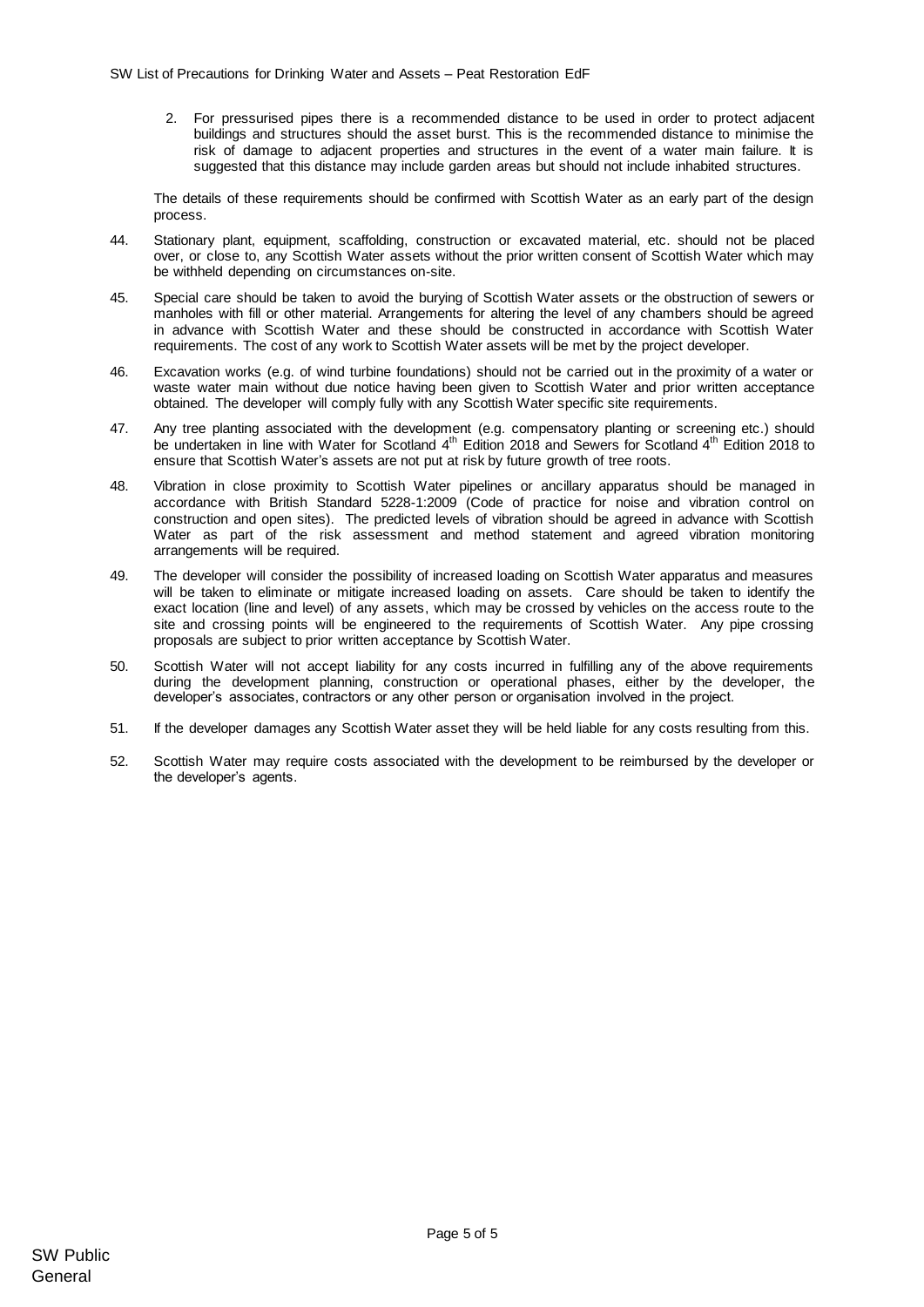2. For pressurised pipes there is a recommended distance to be used in order to protect adjacent buildings and structures should the asset burst. This is the recommended distance to minimise the risk of damage to adjacent properties and structures in the event of a water main failure. It is suggested that this distance may include garden areas but should not include inhabited structures.

The details of these requirements should be confirmed with Scottish Water as an early part of the design process.

44. Stationary plant, equipment, scaffolding, construction or excavated material, etc. should not be placed over, or close to, any Scottish Water assets without the prior written consent of Scottish Water which may be withheld depending on circumstances on-site.

45. Special care should be taken to avoid the burying of Scottish Water assets or the obstruction of sewers or manholes with fill or other material. Arrangements for altering the level of any chambers should be agreed in advance with Scottish Water and these should be constructed in accordance with Scottish Water requirements. The cost of any work to Scottish Water assets will be met by the project developer.

46. Excavation works (e.g. of wind turbine foundations) should not be carried out in the proximity of a water or waste water main without due notice having been given to Scottish Water and prior written acceptance obtained. The developer will comply fully with any Scottish Water specific site requirements.

47. Any tree planting associated with the development (e.g. compensatory planting or screening etc.) should be undertaken in line with Water for Scotland 4th Edition 2018 and Sewers for Scotland 4th Edition 2018 to ensure that Scottish Water's assets are not put at risk by future growth of tree roots.

48. Vibration in close proximity to Scottish Water pipelines or ancillary apparatus should be managed in accordance with British Standard 5228-1:2009 (Code of practice for noise and vibration control on construction and open sites). The predicted levels of vibration should be agreed in advance with Scottish Water as part of the risk assessment and method statement and agreed vibration monitoring arrangements will be required.

49. The developer will consider the possibility of increased loading on Scottish Water apparatus and measures will be taken to eliminate or mitigate increased loading on assets. Care should be taken to identify the exact location (line and level) of any assets, which may be crossed by vehicles on the access route to the site and crossing points will be engineered to the requirements of Scottish Water. Any pipe crossing proposals are subject to prior written acceptance by Scottish Water.

50. Scottish Water will not accept liability for any costs incurred in fulfilling any of the above requirements during the development planning, construction or operational phases, either by the developer, the developer's associates, contractors or any other person or organisation involved in the project.

51. If the developer damages any Scottish Water asset they will be held liable for any costs resulting from this.

52. Scottish Water may require costs associated with the development to be reimbursed by the developer or the developer's agents.